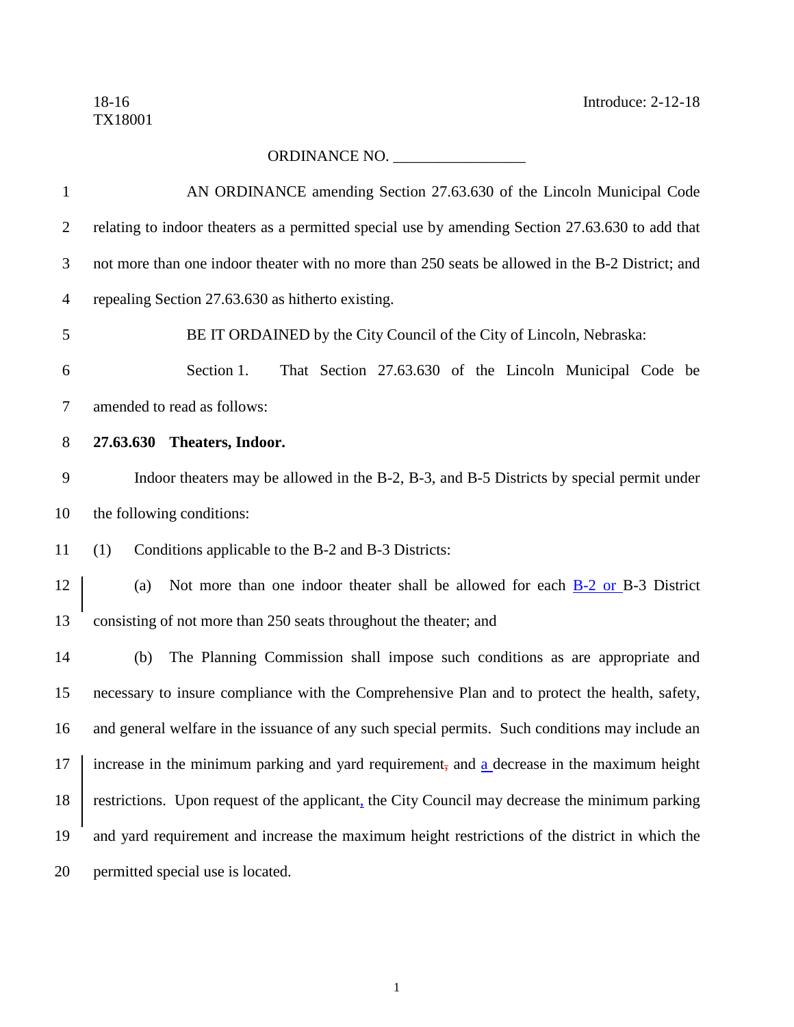18-16
TX18001

Introduce: 2-12-18

ORDINANCE NO. _________________

AN ORDINANCE amending Section 27.63.630 of the Lincoln Municipal Code relating to indoor theaters as a permitted special use by amending Section 27.63.630 to add that not more than one indoor theater with no more than 250 seats be allowed in the B-2 District; and repealing Section 27.63.630 as hitherto existing.

BE IT ORDAINED by the City Council of the City of Lincoln, Nebraska:

Section 1. That Section 27.63.630 of the Lincoln Municipal Code be amended to read as follows:

**27.63.630 Theaters, Indoor.**

Indoor theaters may be allowed in the B-2, B-3, and B-5 Districts by special permit under the following conditions:

(1) Conditions applicable to the B-2 and B-3 Districts:

(a) Not more than one indoor theater shall be allowed for each B-2 or B-3 District consisting of not more than 250 seats throughout the theater; and

(b) The Planning Commission shall impose such conditions as are appropriate and necessary to insure compliance with the Comprehensive Plan and to protect the health, safety, and general welfare in the issuance of any such special permits. Such conditions may include an increase in the minimum parking and yard requirement, and a decrease in the maximum height restrictions. Upon request of the applicant, the City Council may decrease the minimum parking and yard requirement and increase the maximum height restrictions of the district in which the permitted special use is located.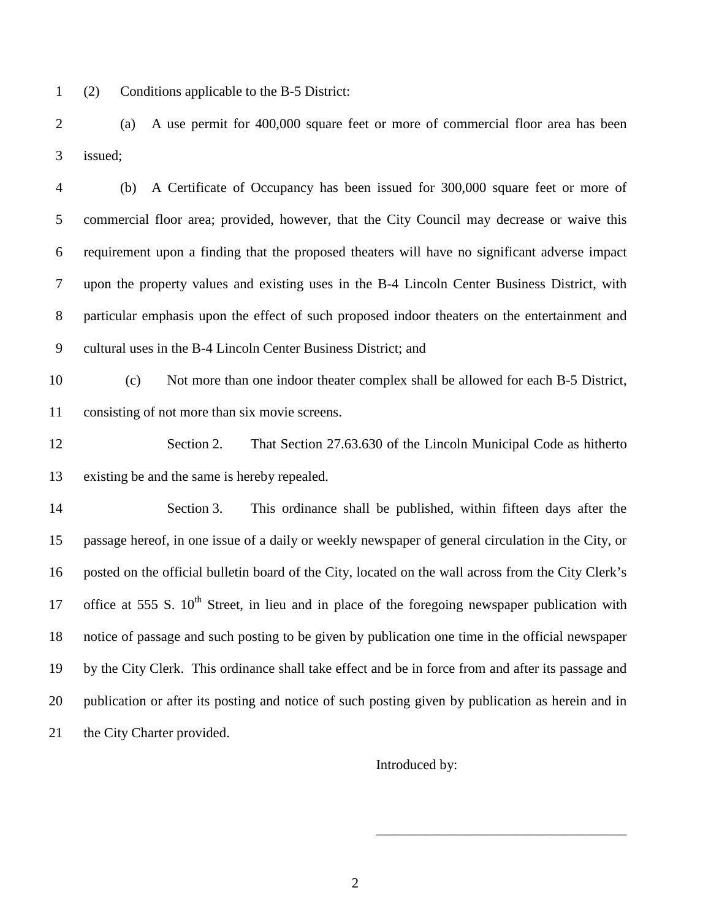(2) Conditions applicable to the B-5 District:

(a) A use permit for 400,000 square feet or more of commercial floor area has been issued;

(b) A Certificate of Occupancy has been issued for 300,000 square feet or more of commercial floor area; provided, however, that the City Council may decrease or waive this requirement upon a finding that the proposed theaters will have no significant adverse impact upon the property values and existing uses in the B-4 Lincoln Center Business District, with particular emphasis upon the effect of such proposed indoor theaters on the entertainment and cultural uses in the B-4 Lincoln Center Business District; and

(c) Not more than one indoor theater complex shall be allowed for each B-5 District, consisting of not more than six movie screens.

Section 2. That Section 27.63.630 of the Lincoln Municipal Code as hitherto existing be and the same is hereby repealed.

Section 3. This ordinance shall be published, within fifteen days after the passage hereof, in one issue of a daily or weekly newspaper of general circulation in the City, or posted on the official bulletin board of the City, located on the wall across from the City Clerk's office at 555 S. 10th Street, in lieu and in place of the foregoing newspaper publication with notice of passage and such posting to be given by publication one time in the official newspaper by the City Clerk. This ordinance shall take effect and be in force from and after its passage and publication or after its posting and notice of such posting given by publication as herein and in the City Charter provided.

Introduced by:

\_\_\_\_\_\_\_\_\_\_\_\_\_\_\_\_\_\_\_\_\_\_\_\_\_\_\_\_\_\_\_\_\_\_\_\_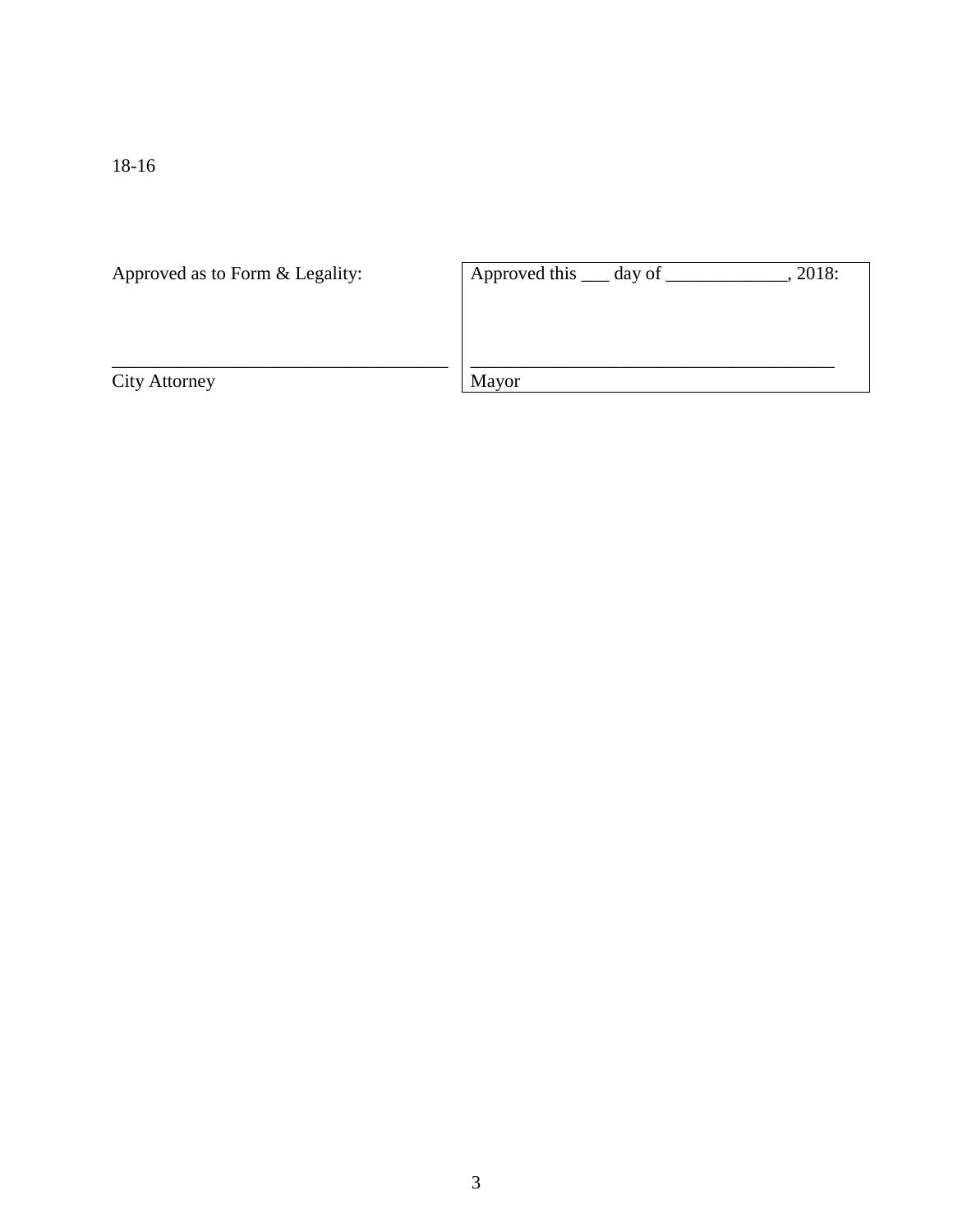18-16

| Approved as to Form & Legality: | Approved this ___ day of _____________, 2018: |
| --- | --- |
| _____________________________________ | ________________________________________ |
| City Attorney | Mayor |